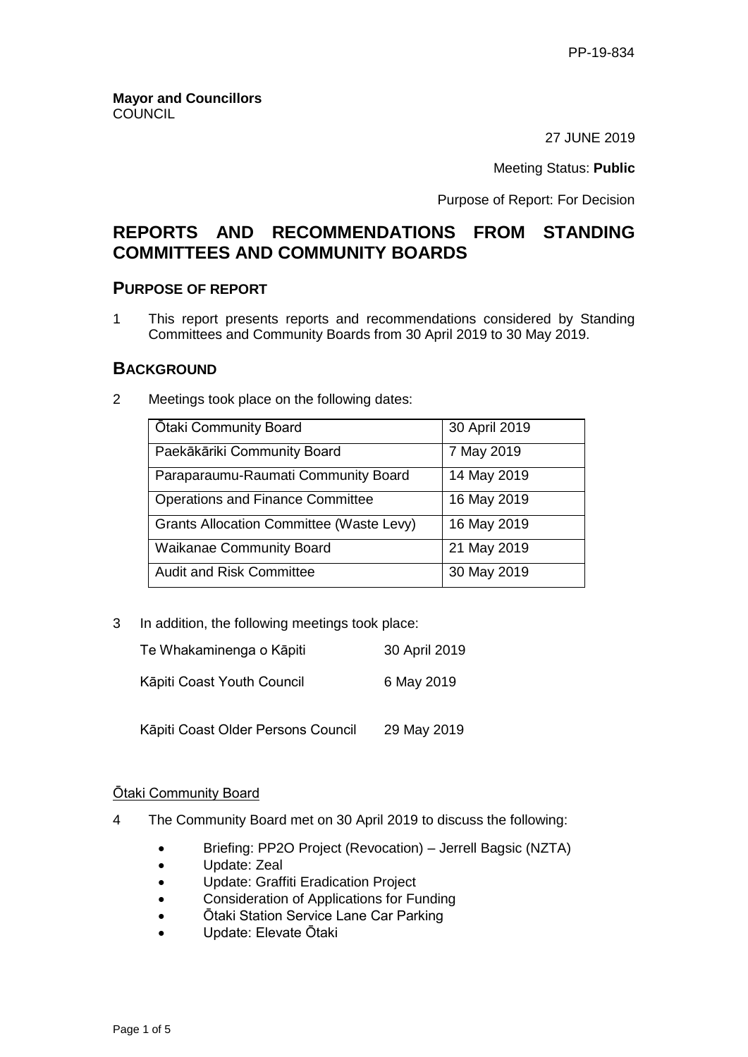PP-19-834

**Mayor and Councillors**
COUNCIL

27 JUNE 2019

Meeting Status: **Public**

Purpose of Report: For Decision

# REPORTS AND RECOMMENDATIONS FROM STANDING COMMITTEES AND COMMUNITY BOARDS

## PURPOSE OF REPORT

1 This report presents reports and recommendations considered by Standing Committees and Community Boards from 30 April 2019 to 30 May 2019.

## BACKGROUND

2 Meetings took place on the following dates:

| Ōtaki Community Board | 30 April 2019 |
|---|---|
| Paekākāriki Community Board | 7 May 2019 |
| Paraparaumu-Raumati Community Board | 14 May 2019 |
| Operations and Finance Committee | 16 May 2019 |
| Grants Allocation Committee (Waste Levy) | 16 May 2019 |
| Waikanae Community Board | 21 May 2019 |
| Audit and Risk Committee | 30 May 2019 |

3 In addition, the following meetings took place:

| | |
|---|---|
| Te Whakaminenga o Kāpiti | 30 April 2019 |
| Kāpiti Coast Youth Council | 6 May 2019 |
| Kāpiti Coast Older Persons Council | 29 May 2019 |

<u>Ōtaki Community Board</u>

4 The Community Board met on 30 April 2019 to discuss the following:

- Briefing: PP2O Project (Revocation) – Jerrell Bagsic (NZTA)
- Update: Zeal
- Update: Graffiti Eradication Project
- Consideration of Applications for Funding
- Ōtaki Station Service Lane Car Parking
- Update: Elevate Ōtaki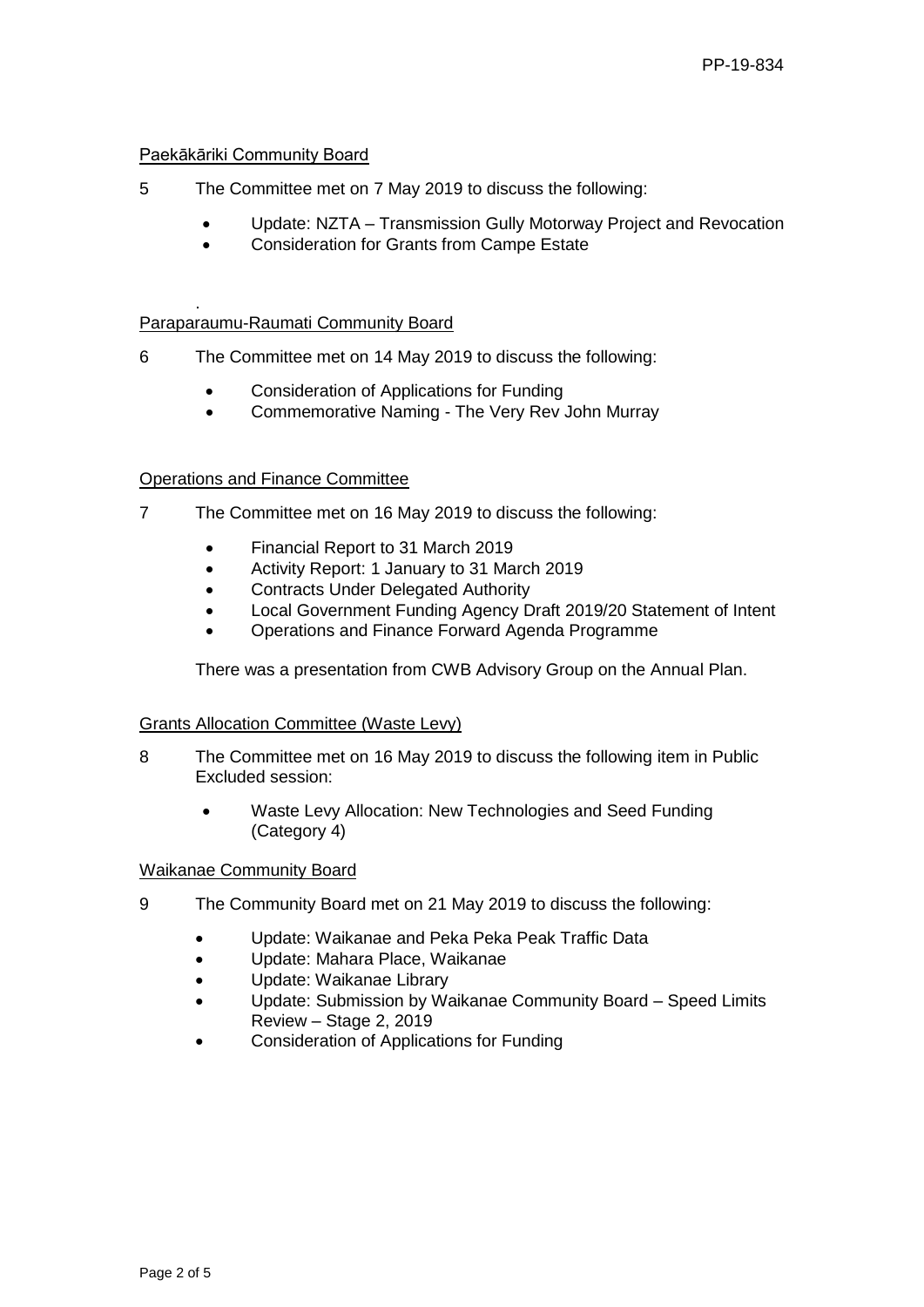Paekākāriki Community Board

5 The Committee met on 7 May 2019 to discuss the following:

- Update: NZTA – Transmission Gully Motorway Project and Revocation
- Consideration for Grants from Campe Estate

.

Paraparaumu-Raumati Community Board

6 The Committee met on 14 May 2019 to discuss the following:

- Consideration of Applications for Funding
- Commemorative Naming - The Very Rev John Murray

Operations and Finance Committee

7 The Committee met on 16 May 2019 to discuss the following:

- Financial Report to 31 March 2019
- Activity Report: 1 January to 31 March 2019
- Contracts Under Delegated Authority
- Local Government Funding Agency Draft 2019/20 Statement of Intent
- Operations and Finance Forward Agenda Programme

There was a presentation from CWB Advisory Group on the Annual Plan.

Grants Allocation Committee (Waste Levy)

8 The Committee met on 16 May 2019 to discuss the following item in Public Excluded session:

- Waste Levy Allocation: New Technologies and Seed Funding (Category 4)

Waikanae Community Board

9 The Community Board met on 21 May 2019 to discuss the following:

- Update: Waikanae and Peka Peka Peak Traffic Data
- Update: Mahara Place, Waikanae
- Update: Waikanae Library
- Update: Submission by Waikanae Community Board – Speed Limits Review – Stage 2, 2019
- Consideration of Applications for Funding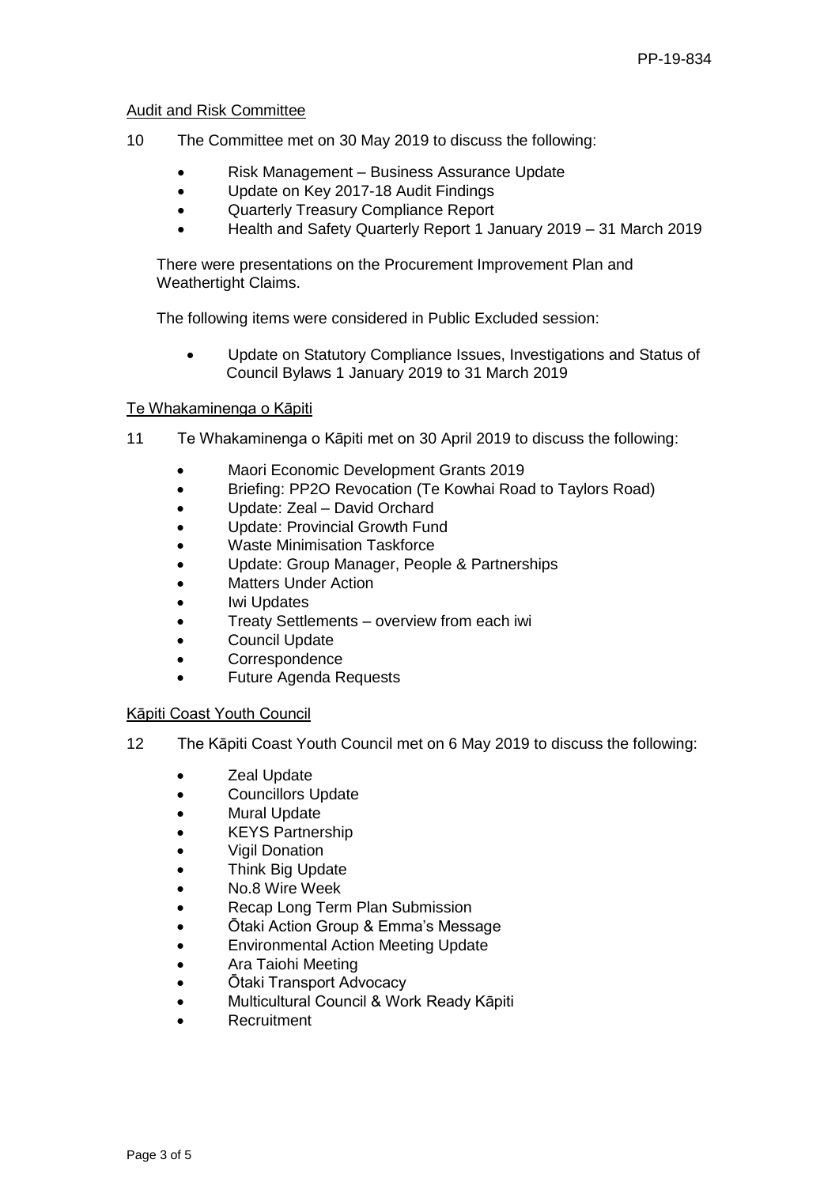### Audit and Risk Committee

10 The Committee met on 30 May 2019 to discuss the following:

- Risk Management – Business Assurance Update
- Update on Key 2017-18 Audit Findings
- Quarterly Treasury Compliance Report
- Health and Safety Quarterly Report 1 January 2019 – 31 March 2019

There were presentations on the Procurement Improvement Plan and Weathertight Claims.

The following items were considered in Public Excluded session:

- Update on Statutory Compliance Issues, Investigations and Status of Council Bylaws 1 January 2019 to 31 March 2019

### Te Whakaminenga o Kāpiti

11 Te Whakaminenga o Kāpiti met on 30 April 2019 to discuss the following:

- Maori Economic Development Grants 2019
- Briefing: PP2O Revocation (Te Kowhai Road to Taylors Road)
- Update: Zeal – David Orchard
- Update: Provincial Growth Fund
- Waste Minimisation Taskforce
- Update: Group Manager, People & Partnerships
- Matters Under Action
- Iwi Updates
- Treaty Settlements – overview from each iwi
- Council Update
- Correspondence
- Future Agenda Requests

### Kāpiti Coast Youth Council

12 The Kāpiti Coast Youth Council met on 6 May 2019 to discuss the following:

- Zeal Update
- Councillors Update
- Mural Update
- KEYS Partnership
- Vigil Donation
- Think Big Update
- No.8 Wire Week
- Recap Long Term Plan Submission
- Ōtaki Action Group & Emma's Message
- Environmental Action Meeting Update
- Ara Taiohi Meeting
- Ōtaki Transport Advocacy
- Multicultural Council & Work Ready Kāpiti
- Recruitment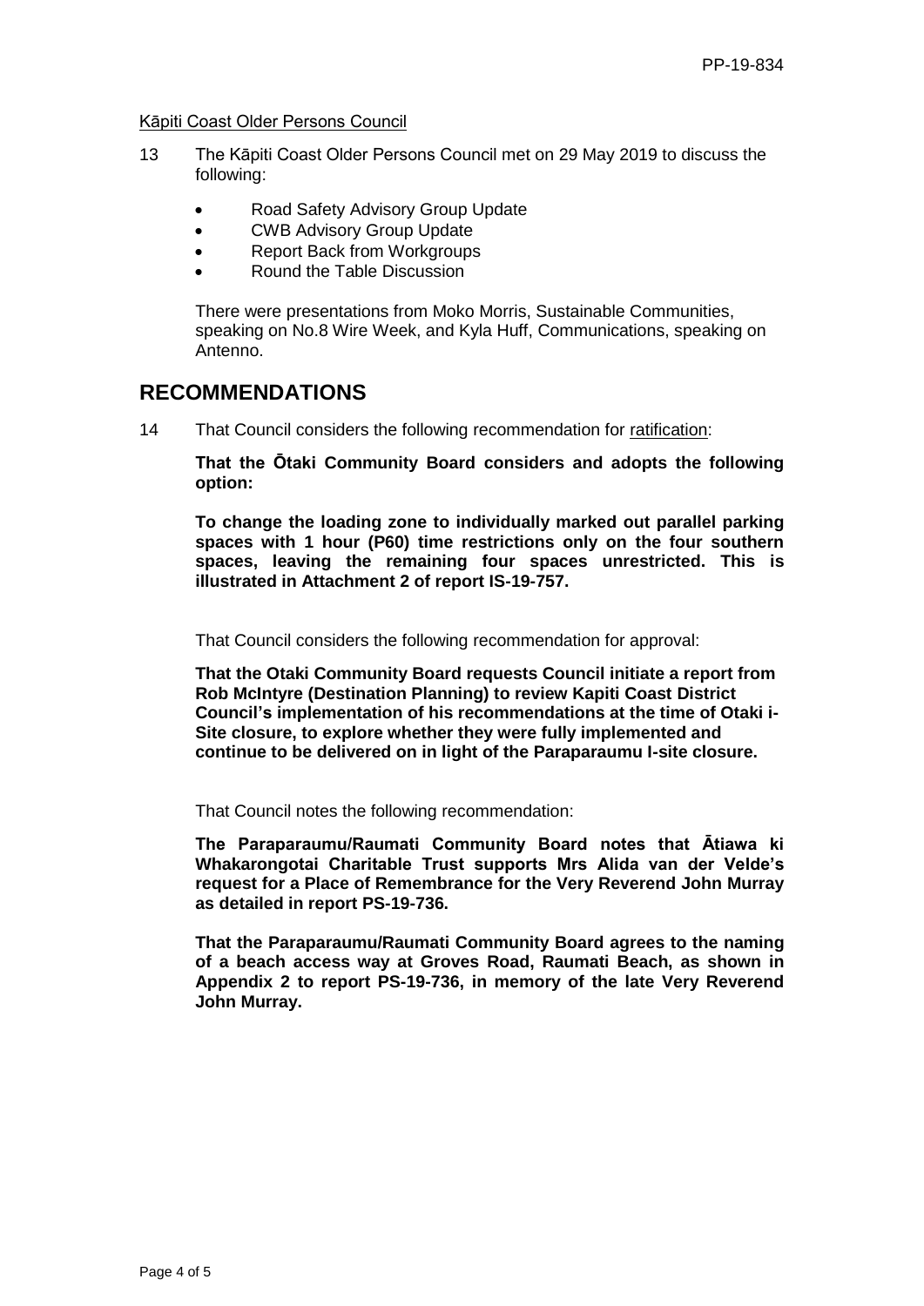Kāpiti Coast Older Persons Council

13 The Kāpiti Coast Older Persons Council met on 29 May 2019 to discuss the following:

- Road Safety Advisory Group Update
- CWB Advisory Group Update
- Report Back from Workgroups
- Round the Table Discussion

There were presentations from Moko Morris, Sustainable Communities, speaking on No.8 Wire Week, and Kyla Huff, Communications, speaking on Antenno.

# RECOMMENDATIONS

14 That Council considers the following recommendation for ratification:

**That the Ōtaki Community Board considers and adopts the following option:**

**To change the loading zone to individually marked out parallel parking spaces with 1 hour (P60) time restrictions only on the four southern spaces, leaving the remaining four spaces unrestricted. This is illustrated in Attachment 2 of report IS-19-757.**

That Council considers the following recommendation for approval:

**That the Otaki Community Board requests Council initiate a report from Rob McIntyre (Destination Planning) to review Kapiti Coast District Council's implementation of his recommendations at the time of Otaki i-Site closure, to explore whether they were fully implemented and continue to be delivered on in light of the Paraparaumu I-site closure.**

That Council notes the following recommendation:

**The Paraparaumu/Raumati Community Board notes that Ātiawa ki Whakarongotai Charitable Trust supports Mrs Alida van der Velde's request for a Place of Remembrance for the Very Reverend John Murray as detailed in report PS-19-736.**

**That the Paraparaumu/Raumati Community Board agrees to the naming of a beach access way at Groves Road, Raumati Beach, as shown in Appendix 2 to report PS-19-736, in memory of the late Very Reverend John Murray.**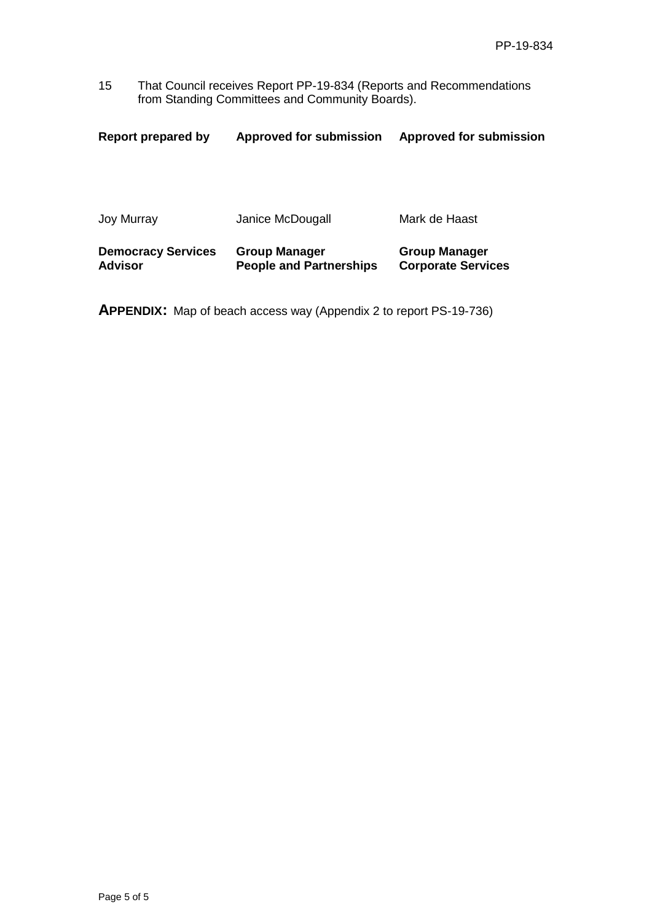15 That Council receives Report PP-19-834 (Reports and Recommendations from Standing Committees and Community Boards).

| **Report prepared by** | **Approved for submission** | **Approved for submission** |
|---|---|---|
| Joy Murray | Janice McDougall | Mark de Haast |
| **Democracy Services Advisor** | **Group Manager People and Partnerships** | **Group Manager Corporate Services** |

**APPENDIX:** Map of beach access way (Appendix 2 to report PS-19-736)